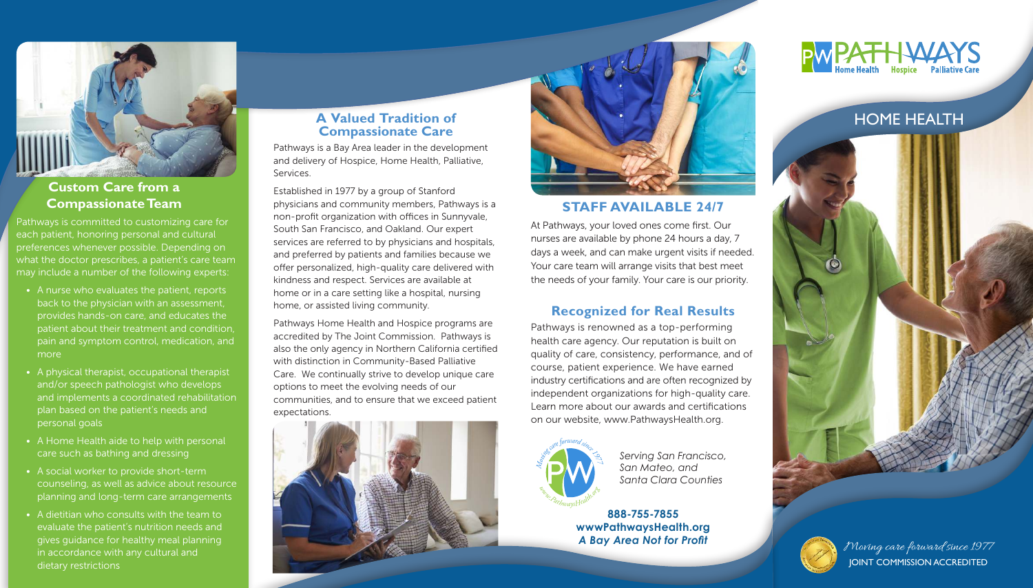## Custom Care from a Compassionate Team

Pathways is committed to customizing care for each patient, honoring personal and cultural preferences whenever possible. Depending on what the doctor prescribes, a patient's care team may include a number of the following experts:

- A nurse who evaluates the patient, reports back to the physician with an assessment, provides hands-on care, and educates the patient about their treatment and condition, pain and symptom control, medication, and more
- A physical therapist, occupational therapist and/or speech pathologist who develops and implements a coordinated rehabilitation plan based on the patient's needs and personal goals
- A Home Health aide to help with personal care such as bathing and dressing
- A social worker to provide short-term counseling, as well as advice about resource planning and long-term care arrangements
- A dietitian who consults with the team to evaluate the patient's nutrition needs and gives guidance for healthy meal planning in accordance with any cultural and dietary restrictions

## A Valued Tradition of Compassionate Care

Pathways is a Bay Area leader in the development and delivery of Hospice, Home Health, Palliative, Services.

Established in 1977 by a group of Stanford physicians and community members, Pathways is a non-profit organization with offices in Sunnyvale, South San Francisco, and Oakland. Our expert services are referred to by physicians and hospitals, and preferred by patients and families because we offer personalized, high-quality care delivered with kindness and respect. Services are available at home or in a care setting like a hospital, nursing home, or assisted living community.

Pathways Home Health and Hospice programs are accredited by The Joint Commission. Pathways is also the only agency in Northern California certified with distinction in Community-Based Palliative Care. We continually strive to develop unique care options to meet the evolving needs of our communities, and to ensure that we exceed patient expectations.

## STAFF AVAILABLE 24/7

At Pathways, your loved ones come first. Our nurses are available by phone 24 hours a day, 7 days a week, and can make urgent visits if needed. Your care team will arrange visits that best meet the needs of your family. Your care is our priority.

## Recognized for Real Results

Pathways is renowned as a top-performing health care agency. Our reputation is built on quality of care, consistency, performance, and of course, patient experience. We have earned industry certifications and are often recognized by independent organizations for high-quality care. Learn more about our awards and certifications on our website, www.PathwaysHealth.org.

*Serving San Francisco, San Mateo, and Santa Clara Counties*

**888-755-7855**
**wwwPathwaysHealth.org**
***A Bay Area Not for Profit***

# PATHWAYS
Home Health · Hospice · Palliative Care

## HOME HEALTH

*Moving care forward since 1977*

JOINT COMMISSION ACCREDITED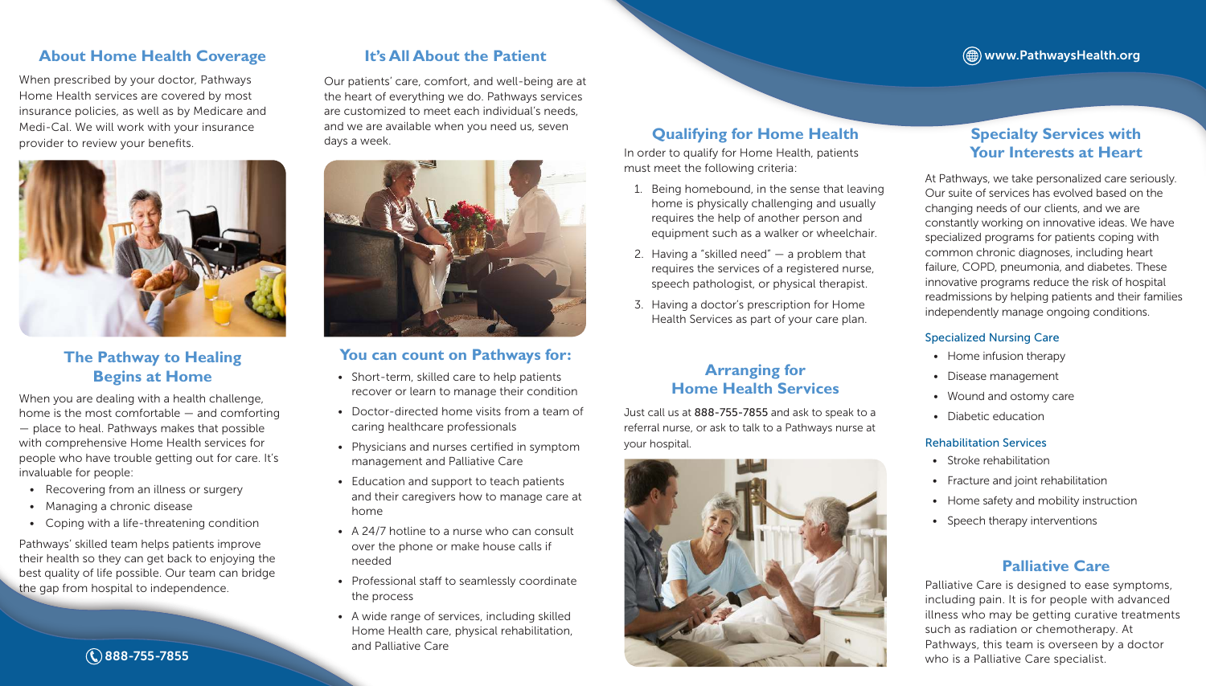## About Home Health Coverage

When prescribed by your doctor, Pathways Home Health services are covered by most insurance policies, as well as by Medicare and Medi-Cal. We will work with your insurance provider to review your benefits.

## The Pathway to Healing Begins at Home

When you are dealing with a health challenge, home is the most comfortable — and comforting — place to heal. Pathways makes that possible with comprehensive Home Health services for people who have trouble getting out for care. It's invaluable for people:

- Recovering from an illness or surgery
- Managing a chronic disease
- Coping with a life-threatening condition

Pathways' skilled team helps patients improve their health so they can get back to enjoying the best quality of life possible. Our team can bridge the gap from hospital to independence.

888-755-7855

## It's All About the Patient

Our patients' care, comfort, and well-being are at the heart of everything we do. Pathways services are customized to meet each individual's needs, and we are available when you need us, seven days a week.

## You can count on Pathways for:

- Short-term, skilled care to help patients recover or learn to manage their condition
- Doctor-directed home visits from a team of caring healthcare professionals
- Physicians and nurses certified in symptom management and Palliative Care
- Education and support to teach patients and their caregivers how to manage care at home
- A 24/7 hotline to a nurse who can consult over the phone or make house calls if needed
- Professional staff to seamlessly coordinate the process
- A wide range of services, including skilled Home Health care, physical rehabilitation, and Palliative Care

## Qualifying for Home Health

In order to qualify for Home Health, patients must meet the following criteria:

1. Being homebound, in the sense that leaving home is physically challenging and usually requires the help of another person and equipment such as a walker or wheelchair.
2. Having a "skilled need" — a problem that requires the services of a registered nurse, speech pathologist, or physical therapist.
3. Having a doctor's prescription for Home Health Services as part of your care plan.

## Arranging for Home Health Services

Just call us at 888-755-7855 and ask to speak to a referral nurse, or ask to talk to a Pathways nurse at your hospital.

www.PathwaysHealth.org

## Specialty Services with Your Interests at Heart

At Pathways, we take personalized care seriously. Our suite of services has evolved based on the changing needs of our clients, and we are constantly working on innovative ideas. We have specialized programs for patients coping with common chronic diagnoses, including heart failure, COPD, pneumonia, and diabetes. These innovative programs reduce the risk of hospital readmissions by helping patients and their families independently manage ongoing conditions.

### Specialized Nursing Care

- Home infusion therapy
- Disease management
- Wound and ostomy care
- Diabetic education

### Rehabilitation Services

- Stroke rehabilitation
- Fracture and joint rehabilitation
- Home safety and mobility instruction
- Speech therapy interventions

## Palliative Care

Palliative Care is designed to ease symptoms, including pain. It is for people with advanced illness who may be getting curative treatments such as radiation or chemotherapy. At Pathways, this team is overseen by a doctor who is a Palliative Care specialist.